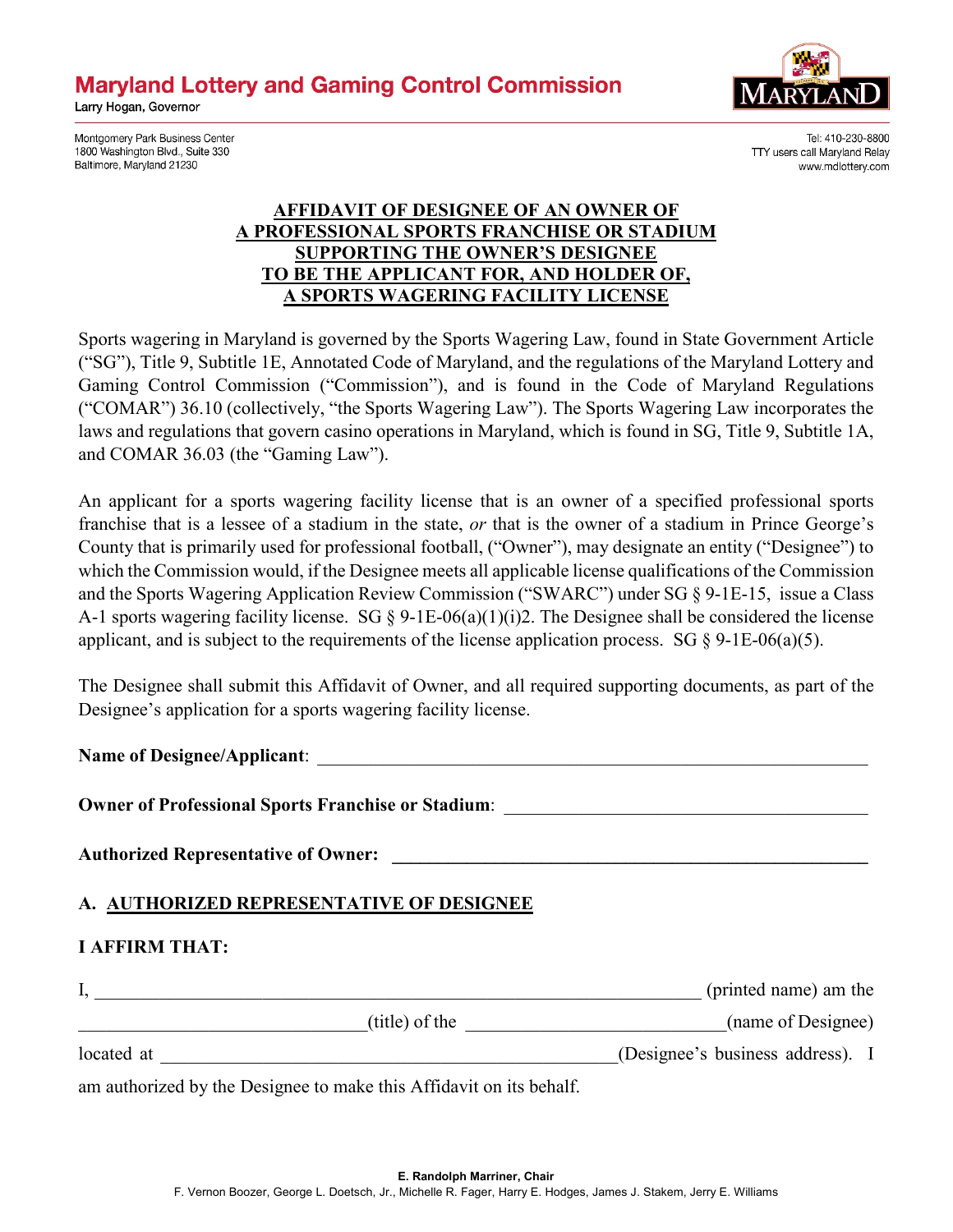**Maryland Lottery and Gaming Control Commission**
Larry Hogan, Governor

Montgomery Park Business Center
1800 Washington Blvd., Suite 330
Baltimore, Maryland 21230

Tel: 410-230-8800
TTY users call Maryland Relay
www.mdlottery.com

# AFFIDAVIT OF DESIGNEE OF AN OWNER OF A PROFESSIONAL SPORTS FRANCHISE OR STADIUM SUPPORTING THE OWNER'S DESIGNEE TO BE THE APPLICANT FOR, AND HOLDER OF, A SPORTS WAGERING FACILITY LICENSE

Sports wagering in Maryland is governed by the Sports Wagering Law, found in State Government Article ("SG"), Title 9, Subtitle 1E, Annotated Code of Maryland, and the regulations of the Maryland Lottery and Gaming Control Commission ("Commission"), and is found in the Code of Maryland Regulations ("COMAR") 36.10 (collectively, "the Sports Wagering Law"). The Sports Wagering Law incorporates the laws and regulations that govern casino operations in Maryland, which is found in SG, Title 9, Subtitle 1A, and COMAR 36.03 (the "Gaming Law").

An applicant for a sports wagering facility license that is an owner of a specified professional sports franchise that is a lessee of a stadium in the state, *or* that is the owner of a stadium in Prince George's County that is primarily used for professional football, ("Owner"), may designate an entity ("Designee") to which the Commission would, if the Designee meets all applicable license qualifications of the Commission and the Sports Wagering Application Review Commission ("SWARC") under SG § 9-1E-15, issue a Class A-1 sports wagering facility license. SG § 9-1E-06(a)(1)(i)2. The Designee shall be considered the license applicant, and is subject to the requirements of the license application process. SG § 9-1E-06(a)(5).

The Designee shall submit this Affidavit of Owner, and all required supporting documents, as part of the Designee's application for a sports wagering facility license.

**Name of Designee/Applicant**: ____________________________________________________________

**Owner of Professional Sports Franchise or Stadium**: ______________________________________

**Authorized Representative of Owner:** ______________________________________________

## A. AUTHORIZED REPRESENTATIVE OF DESIGNEE

**I AFFIRM THAT:**

I, ____________________________________________________________________ (printed name) am the ______________________________(title) of the ___________________________(name of Designee) located at ___________________________________________________(Designee's business address). I am authorized by the Designee to make this Affidavit on its behalf.

E. Randolph Marriner, Chair
F. Vernon Boozer, George L. Doetsch, Jr., Michelle R. Fager, Harry E. Hodges, James J. Stakem, Jerry E. Williams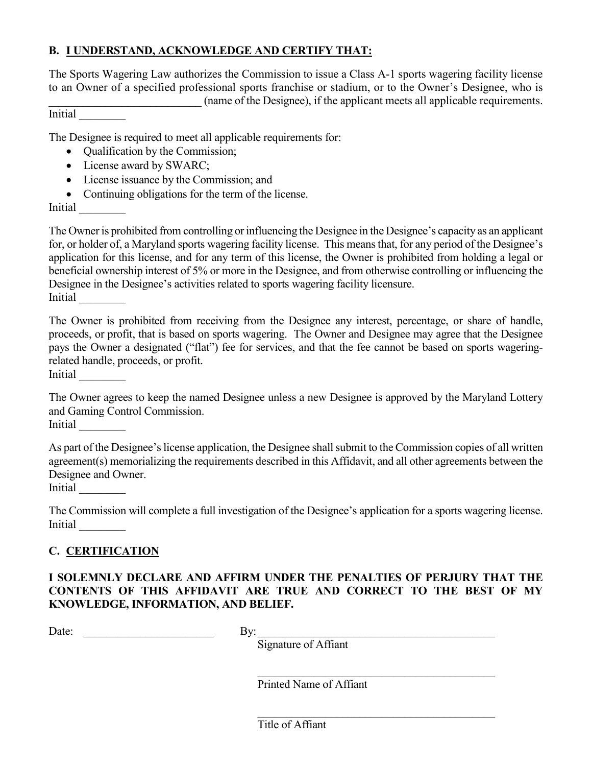## B. I UNDERSTAND, ACKNOWLEDGE AND CERTIFY THAT:

The Sports Wagering Law authorizes the Commission to issue a Class A-1 sports wagering facility license to an Owner of a specified professional sports franchise or stadium, or to the Owner's Designee, who is __________________________ (name of the Designee), if the applicant meets all applicable requirements.
Initial ________

The Designee is required to meet all applicable requirements for:

- Qualification by the Commission;
- License award by SWARC;
- License issuance by the Commission; and
- Continuing obligations for the term of the license.

Initial ________

The Owner is prohibited from controlling or influencing the Designee in the Designee's capacity as an applicant for, or holder of, a Maryland sports wagering facility license. This means that, for any period of the Designee's application for this license, and for any term of this license, the Owner is prohibited from holding a legal or beneficial ownership interest of 5% or more in the Designee, and from otherwise controlling or influencing the Designee in the Designee's activities related to sports wagering facility licensure.
Initial ________

The Owner is prohibited from receiving from the Designee any interest, percentage, or share of handle, proceeds, or profit, that is based on sports wagering. The Owner and Designee may agree that the Designee pays the Owner a designated ("flat") fee for services, and that the fee cannot be based on sports wagering-related handle, proceeds, or profit.
Initial ________

The Owner agrees to keep the named Designee unless a new Designee is approved by the Maryland Lottery and Gaming Control Commission.
Initial ________

As part of the Designee's license application, the Designee shall submit to the Commission copies of all written agreement(s) memorializing the requirements described in this Affidavit, and all other agreements between the Designee and Owner.
Initial ________

The Commission will complete a full investigation of the Designee's application for a sports wagering license.
Initial ________

## C. CERTIFICATION

**I SOLEMNLY DECLARE AND AFFIRM UNDER THE PENALTIES OF PERJURY THAT THE CONTENTS OF THIS AFFIDAVIT ARE TRUE AND CORRECT TO THE BEST OF MY KNOWLEDGE, INFORMATION, AND BELIEF.**

Date: ________________________ By: ____________________________________________
Signature of Affiant

____________________________________________
Printed Name of Affiant

____________________________________________
Title of Affiant